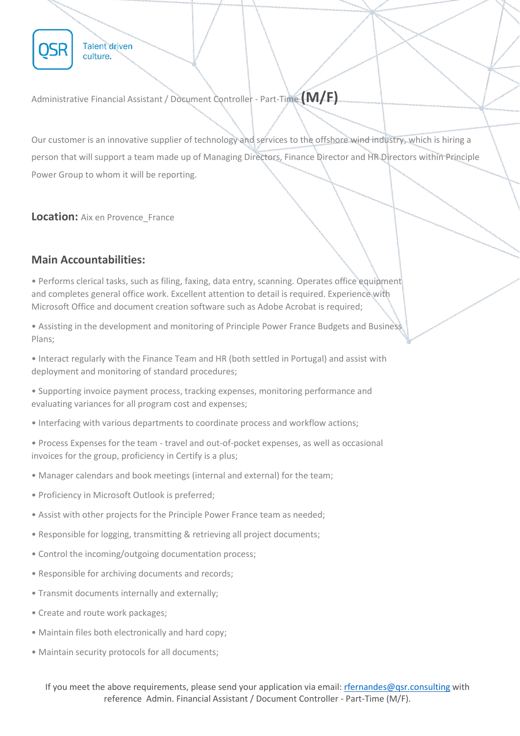QSR Talent driven culture.

Administrative Financial Assistant / Document Controller - Part-Time **(M/F)**

Our customer is an innovative supplier of technology and services to the offshore wind industry, which is hiring a person that will support a team made up of Managing Directors, Finance Director and HR Directors within Principle Power Group to whom it will be reporting.

**Location:** Aix en Provence_France

## Main Accountabilities:

• Performs clerical tasks, such as filing, faxing, data entry, scanning. Operates office equipment and completes general office work. Excellent attention to detail is required. Experience with Microsoft Office and document creation software such as Adobe Acrobat is required;

• Assisting in the development and monitoring of Principle Power France Budgets and Business Plans;

• Interact regularly with the Finance Team and HR (both settled in Portugal) and assist with deployment and monitoring of standard procedures;

• Supporting invoice payment process, tracking expenses, monitoring performance and evaluating variances for all program cost and expenses;

• Interfacing with various departments to coordinate process and workflow actions;

• Process Expenses for the team - travel and out-of-pocket expenses, as well as occasional invoices for the group, proficiency in Certify is a plus;

• Manager calendars and book meetings (internal and external) for the team;

• Proficiency in Microsoft Outlook is preferred;

• Assist with other projects for the Principle Power France team as needed;

• Responsible for logging, transmitting & retrieving all project documents;

• Control the incoming/outgoing documentation process;

• Responsible for archiving documents and records;

• Transmit documents internally and externally;

• Create and route work packages;

• Maintain files both electronically and hard copy;

• Maintain security protocols for all documents;

If you meet the above requirements, please send your application via email: rfernandes@qsr.consulting with reference Admin. Financial Assistant / Document Controller - Part-Time (M/F).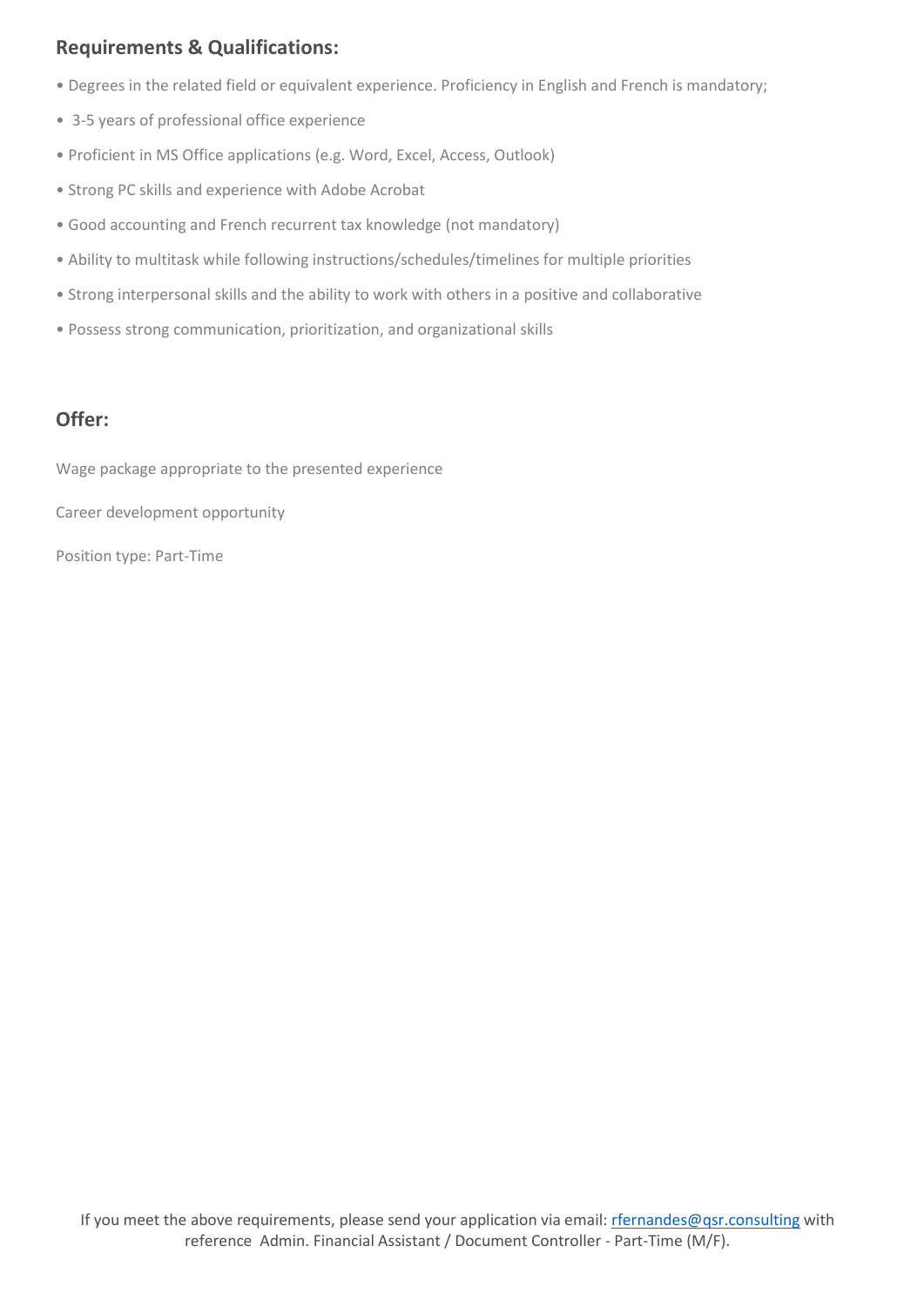## Requirements & Qualifications:

- Degrees in the related field or equivalent experience. Proficiency in English and French is mandatory;
- 3-5 years of professional office experience
- Proficient in MS Office applications (e.g. Word, Excel, Access, Outlook)
- Strong PC skills and experience with Adobe Acrobat
- Good accounting and French recurrent tax knowledge (not mandatory)
- Ability to multitask while following instructions/schedules/timelines for multiple priorities
- Strong interpersonal skills and the ability to work with others in a positive and collaborative
- Possess strong communication, prioritization, and organizational skills

## Offer:

Wage package appropriate to the presented experience

Career development opportunity

Position type: Part-Time

If you meet the above requirements, please send your application via email: rfernandes@qsr.consulting with reference Admin. Financial Assistant / Document Controller - Part-Time (M/F).